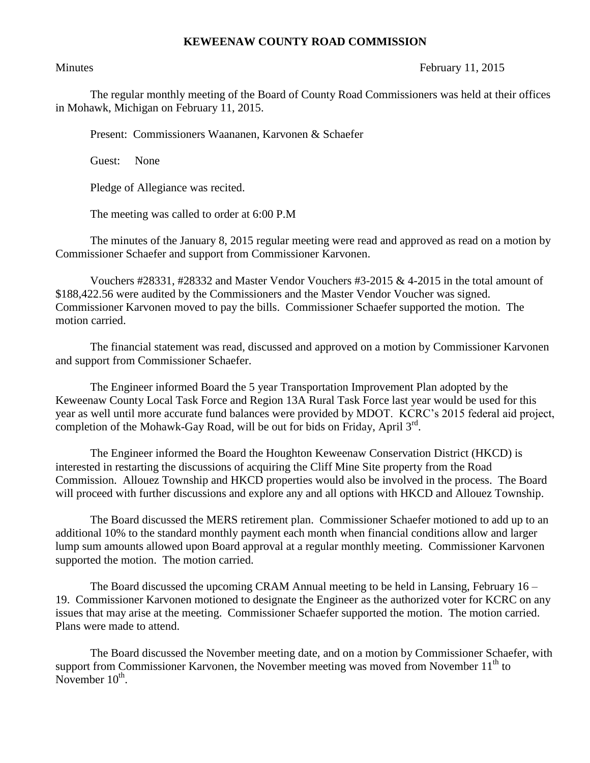**KEWEENAW COUNTY ROAD COMMISSION**

Minutes February 11, 2015

The regular monthly meeting of the Board of County Road Commissioners was held at their offices in Mohawk, Michigan on February 11, 2015.

Present: Commissioners Waananen, Karvonen & Schaefer

Guest: None

Pledge of Allegiance was recited.

The meeting was called to order at 6:00 P.M

The minutes of the January 8, 2015 regular meeting were read and approved as read on a motion by Commissioner Schaefer and support from Commissioner Karvonen.

Vouchers #28331, #28332 and Master Vendor Vouchers #3-2015 & 4-2015 in the total amount of \$188,422.56 were audited by the Commissioners and the Master Vendor Voucher was signed. Commissioner Karvonen moved to pay the bills. Commissioner Schaefer supported the motion. The motion carried.

The financial statement was read, discussed and approved on a motion by Commissioner Karvonen and support from Commissioner Schaefer.

The Engineer informed Board the 5 year Transportation Improvement Plan adopted by the Keweenaw County Local Task Force and Region 13A Rural Task Force last year would be used for this year as well until more accurate fund balances were provided by MDOT. KCRC's 2015 federal aid project, completion of the Mohawk-Gay Road, will be out for bids on Friday, April 3rd.

The Engineer informed the Board the Houghton Keweenaw Conservation District (HKCD) is interested in restarting the discussions of acquiring the Cliff Mine Site property from the Road Commission. Allouez Township and HKCD properties would also be involved in the process. The Board will proceed with further discussions and explore any and all options with HKCD and Allouez Township.

The Board discussed the MERS retirement plan. Commissioner Schaefer motioned to add up to an additional 10% to the standard monthly payment each month when financial conditions allow and larger lump sum amounts allowed upon Board approval at a regular monthly meeting. Commissioner Karvonen supported the motion. The motion carried.

The Board discussed the upcoming CRAM Annual meeting to be held in Lansing, February 16 – 19. Commissioner Karvonen motioned to designate the Engineer as the authorized voter for KCRC on any issues that may arise at the meeting. Commissioner Schaefer supported the motion. The motion carried. Plans were made to attend.

The Board discussed the November meeting date, and on a motion by Commissioner Schaefer, with support from Commissioner Karvonen, the November meeting was moved from November 11th to November 10th.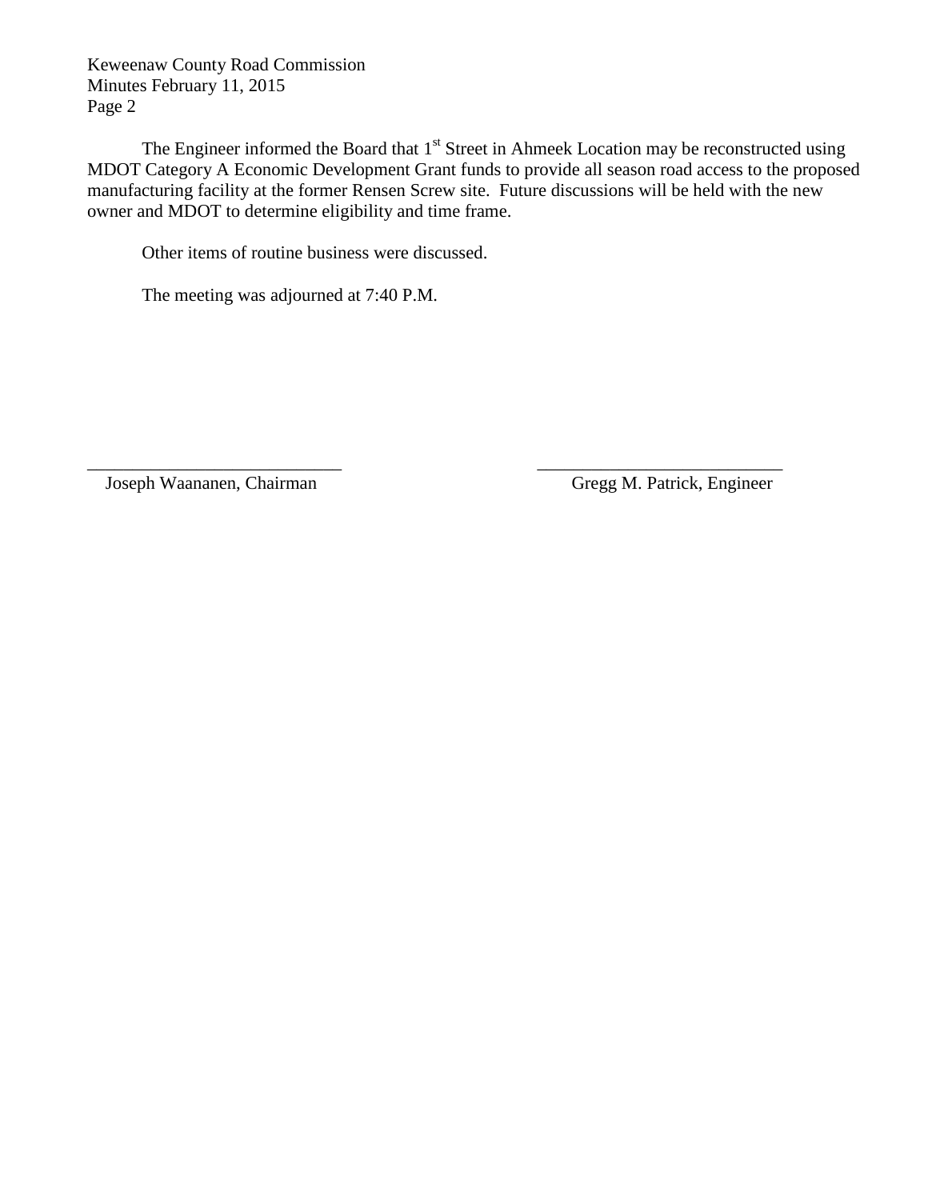The Engineer informed the Board that 1st Street in Ahmeek Location may be reconstructed using MDOT Category A Economic Development Grant funds to provide all season road access to the proposed manufacturing facility at the former Rensen Screw site. Future discussions will be held with the new owner and MDOT to determine eligibility and time frame.

Other items of routine business were discussed.

The meeting was adjourned at 7:40 P.M.

\_\_\_\_\_\_\_\_\_\_\_\_\_\_\_\_\_\_\_\_\_\_\_\_\_\_\_\_
Joseph Waananen, Chairman

\_\_\_\_\_\_\_\_\_\_\_\_\_\_\_\_\_\_\_\_\_\_\_\_\_\_\_\_
Gregg M. Patrick, Engineer